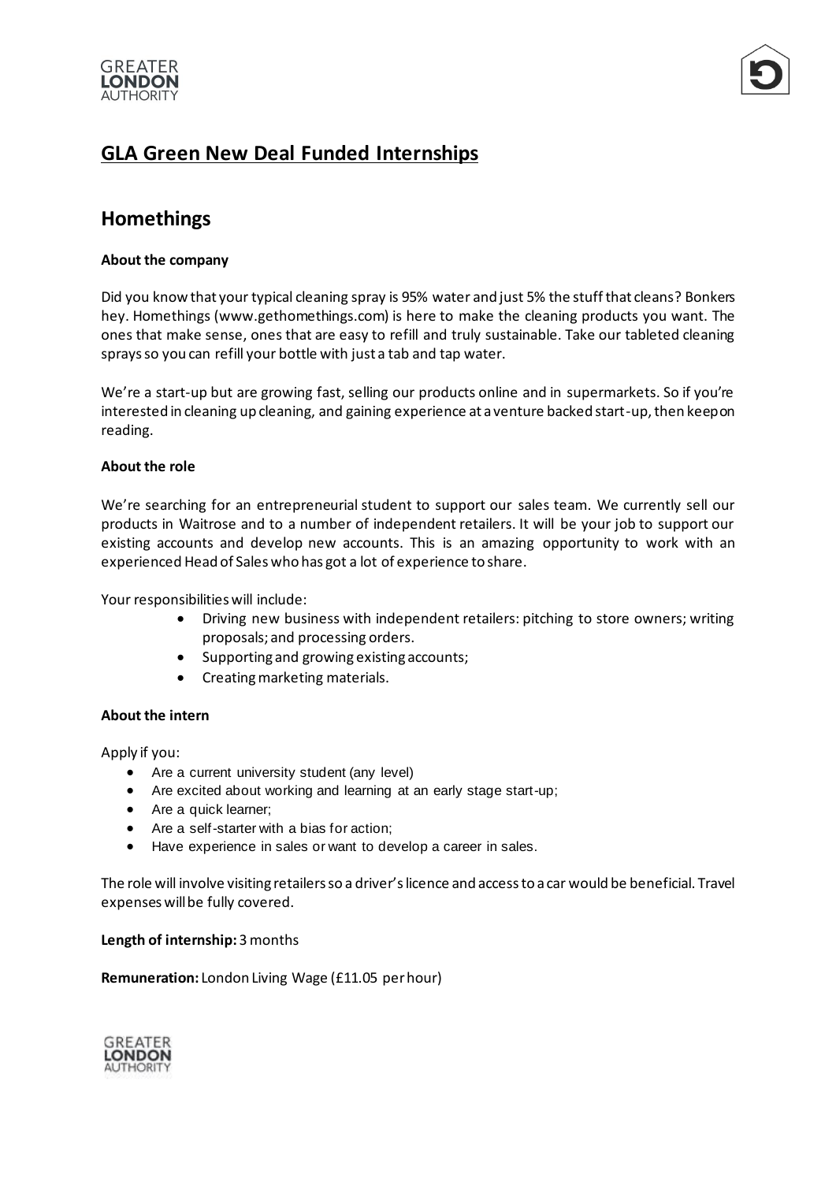# GLA Green New Deal Funded Internships

## Homethings

**About the company**

Did you know that your typical cleaning spray is 95% water and just 5% the stuff that cleans? Bonkers hey. Homethings (www.gethomethings.com) is here to make the cleaning products you want. The ones that make sense, ones that are easy to refill and truly sustainable. Take our tableted cleaning sprays so you can refill your bottle with just a tab and tap water.

We're a start-up but are growing fast, selling our products online and in supermarkets. So if you're interested in cleaning up cleaning, and gaining experience at a venture backed start-up, then keep on reading.

**About the role**

We're searching for an entrepreneurial student to support our sales team. We currently sell our products in Waitrose and to a number of independent retailers. It will be your job to support our existing accounts and develop new accounts. This is an amazing opportunity to work with an experienced Head of Sales who has got a lot of experience to share.

Your responsibilities will include:

- Driving new business with independent retailers: pitching to store owners; writing proposals; and processing orders.
- Supporting and growing existing accounts;
- Creating marketing materials.

**About the intern**

Apply if you:

- Are a current university student (any level)
- Are excited about working and learning at an early stage start-up;
- Are a quick learner;
- Are a self-starter with a bias for action;
- Have experience in sales or want to develop a career in sales.

The role will involve visiting retailers so a driver's licence and access to a car would be beneficial. Travel expenses will be fully covered.

**Length of internship:** 3 months

**Remuneration:** London Living Wage (£11.05 per hour)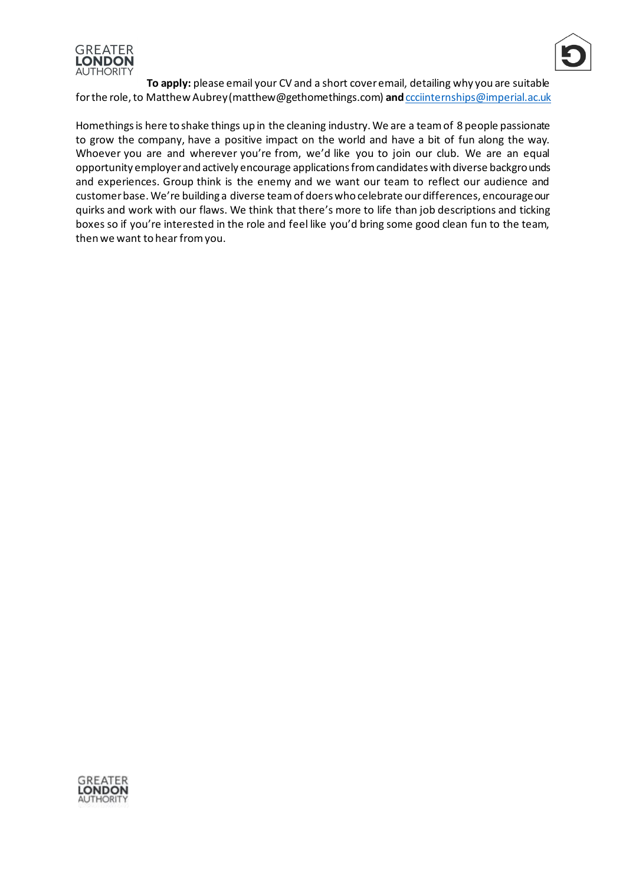**To apply:** please email your CV and a short cover email, detailing why you are suitable for the role, to Matthew Aubrey (matthew@gethomethings.com) **and** ccciinternships@imperial.ac.uk

Homethings is here to shake things up in the cleaning industry. We are a team of 8 people passionate to grow the company, have a positive impact on the world and have a bit of fun along the way. Whoever you are and wherever you're from, we'd like you to join our club. We are an equal opportunity employer and actively encourage applications from candidates with diverse backgrounds and experiences. Group think is the enemy and we want our team to reflect our audience and customer base. We're building a diverse team of doers who celebrate our differences, encourage our quirks and work with our flaws. We think that there's more to life than job descriptions and ticking boxes so if you're interested in the role and feel like you'd bring some good clean fun to the team, then we want to hear from you.